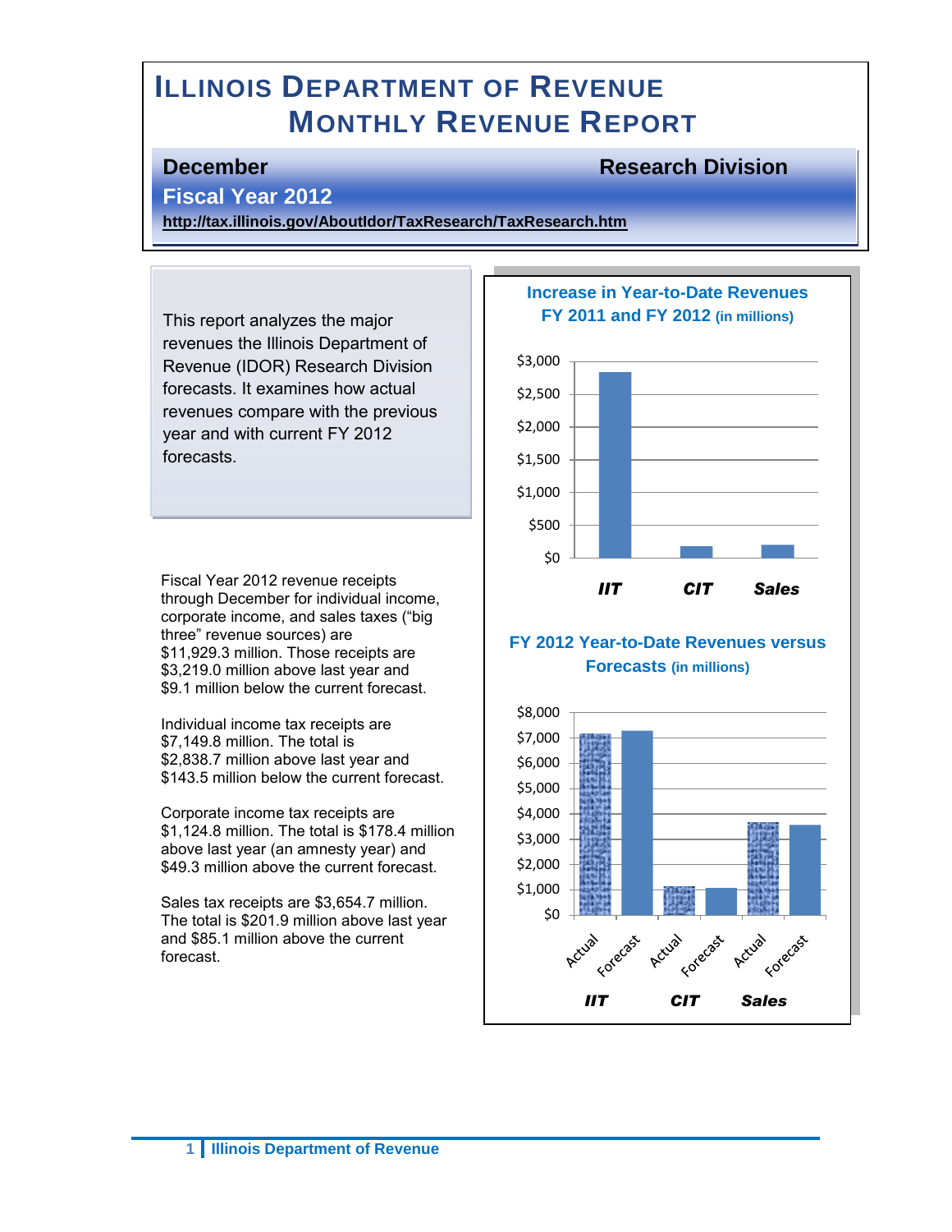# ILLINOIS DEPARTMENT OF REVENUE MONTHLY REVENUE REPORT

**December** **Research Division**

**Fiscal Year 2012**

**http://tax.illinois.gov/AboutIdor/TaxResearch/TaxResearch.htm**

This report analyzes the major revenues the Illinois Department of Revenue (IDOR) Research Division forecasts. It examines how actual revenues compare with the previous year and with current FY 2012 forecasts.

Fiscal Year 2012 revenue receipts through December for individual income, corporate income, and sales taxes ("big three" revenue sources) are $11,929.3 million. Those receipts are $3,219.0 million above last year and $9.1 million below the current forecast.

Individual income tax receipts are $7,149.8 million. The total is $2,838.7 million above last year and $143.5 million below the current forecast.

Corporate income tax receipts are $1,124.8 million. The total is $178.4 million above last year (an amnesty year) and $49.3 million above the current forecast.

Sales tax receipts are $3,654.7 million. The total is $201.9 million above last year and $85.1 million above the current forecast.

**Increase in Year-to-Date Revenues FY 2011 and FY 2012 (in millions)**

| | IIT | CIT | Sales |
|---|---|---|---|
| Increase | $2,838.7 | $178.4 | $201.9 |

**FY 2012 Year-to-Date Revenues versus Forecasts (in millions)**

| | IIT | CIT | Sales |
|---|---|---|---|
| Actual | $7,149.8 | $1,124.8 | $3,654.7 |
| Forecast | $7,293.3 | $1,075.5 | $3,569.6 |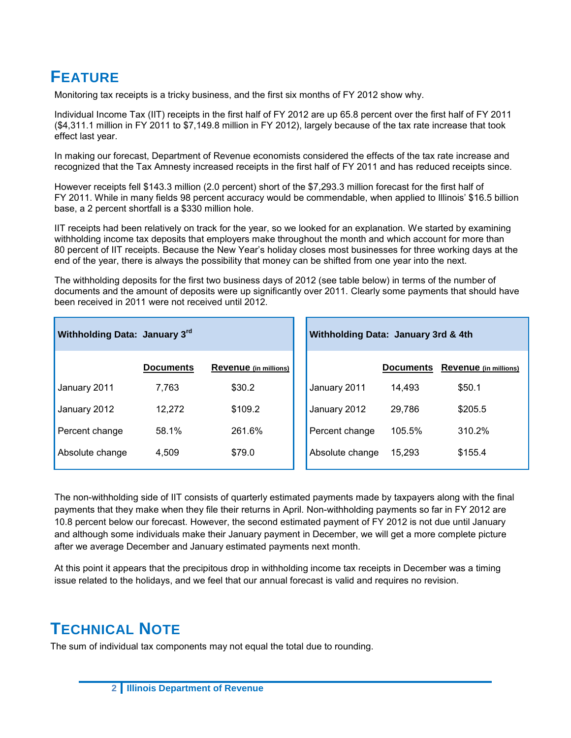# Feature

Monitoring tax receipts is a tricky business, and the first six months of FY 2012 show why.

Individual Income Tax (IIT) receipts in the first half of FY 2012 are up 65.8 percent over the first half of FY 2011 ($4,311.1 million in FY 2011 to $7,149.8 million in FY 2012), largely because of the tax rate increase that took effect last year.

In making our forecast, Department of Revenue economists considered the effects of the tax rate increase and recognized that the Tax Amnesty increased receipts in the first half of FY 2011 and has reduced receipts since.

However receipts fell $143.3 million (2.0 percent) short of the $7,293.3 million forecast for the first half of FY 2011. While in many fields 98 percent accuracy would be commendable, when applied to Illinois' $16.5 billion base, a 2 percent shortfall is a $330 million hole.

IIT receipts had been relatively on track for the year, so we looked for an explanation. We started by examining withholding income tax deposits that employers make throughout the month and which account for more than 80 percent of IIT receipts. Because the New Year's holiday closes most businesses for three working days at the end of the year, there is always the possibility that money can be shifted from one year into the next.

The withholding deposits for the first two business days of 2012 (see table below) in terms of the number of documents and the amount of deposits were up significantly over 2011. Clearly some payments that should have been received in 2011 were not received until 2012.

**Withholding Data: January 3rd**

| | Documents | Revenue (in millions) |
|---|---|---|
| January 2011 | 7,763 | $30.2 |
| January 2012 | 12,272 | $109.2 |
| Percent change | 58.1% | 261.6% |
| Absolute change | 4,509 | $79.0 |

**Withholding Data: January 3rd & 4th**

| | Documents | Revenue (in millions) |
|---|---|---|
| January 2011 | 14,493 | $50.1 |
| January 2012 | 29,786 | $205.5 |
| Percent change | 105.5% | 310.2% |
| Absolute change | 15,293 | $155.4 |

The non-withholding side of IIT consists of quarterly estimated payments made by taxpayers along with the final payments that they make when they file their returns in April. Non-withholding payments so far in FY 2012 are 10.8 percent below our forecast. However, the second estimated payment of FY 2012 is not due until January and although some individuals make their January payment in December, we will get a more complete picture after we average December and January estimated payments next month.

At this point it appears that the precipitous drop in withholding income tax receipts in December was a timing issue related to the holidays, and we feel that our annual forecast is valid and requires no revision.

# Technical Note

The sum of individual tax components may not equal the total due to rounding.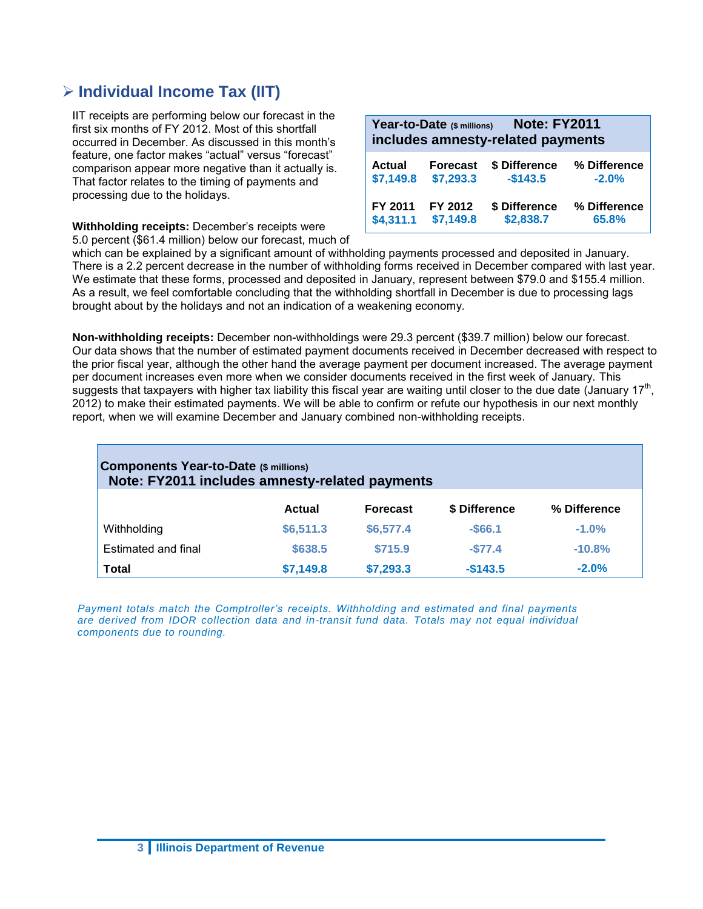## ➢ Individual Income Tax (IIT)

IIT receipts are performing below our forecast in the first six months of FY 2012. Most of this shortfall occurred in December. As discussed in this month's feature, one factor makes "actual" versus "forecast" comparison appear more negative than it actually is. That factor relates to the timing of payments and processing due to the holidays.

| Year-to-Date ($ millions) | Note: FY2011 includes amnesty-related payments | | |
|---|---|---|---|
| **Actual** | **Forecast** | **$ Difference** | **% Difference** |
| $7,149.8 | $7,293.3 | -$143.5 | -2.0% |
| **FY 2011** | **FY 2012** | **$ Difference** | **% Difference** |
| $4,311.1 | $7,149.8 | $2,838.7 | 65.8% |

**Withholding receipts:** December's receipts were 5.0 percent ($61.4 million) below our forecast, much of which can be explained by a significant amount of withholding payments processed and deposited in January. There is a 2.2 percent decrease in the number of withholding forms received in December compared with last year. We estimate that these forms, processed and deposited in January, represent between $79.0 and $155.4 million. As a result, we feel comfortable concluding that the withholding shortfall in December is due to processing lags brought about by the holidays and not an indication of a weakening economy.

**Non-withholding receipts:** December non-withholdings were 29.3 percent ($39.7 million) below our forecast. Our data shows that the number of estimated payment documents received in December decreased with respect to the prior fiscal year, although the other hand the average payment per document increased. The average payment per document increases even more when we consider documents received in the first week of January. This suggests that taxpayers with higher tax liability this fiscal year are waiting until closer to the due date (January 17th, 2012) to make their estimated payments. We will be able to confirm or refute our hypothesis in our next monthly report, when we will examine December and January combined non-withholding receipts.

**Components Year-to-Date ($ millions)**
**Note: FY2011 includes amnesty-related payments**

| | Actual | Forecast | $ Difference | % Difference |
|---|---|---|---|---|
| Withholding | $6,511.3 | $6,577.4 | -$66.1 | -1.0% |
| Estimated and final | $638.5 | $715.9 | -$77.4 | -10.8% |
| **Total** | **$7,149.8** | **$7,293.3** | **-$143.5** | **-2.0%** |

*Payment totals match the Comptroller's receipts. Withholding and estimated and final payments are derived from IDOR collection data and in-transit fund data. Totals may not equal individual components due to rounding.*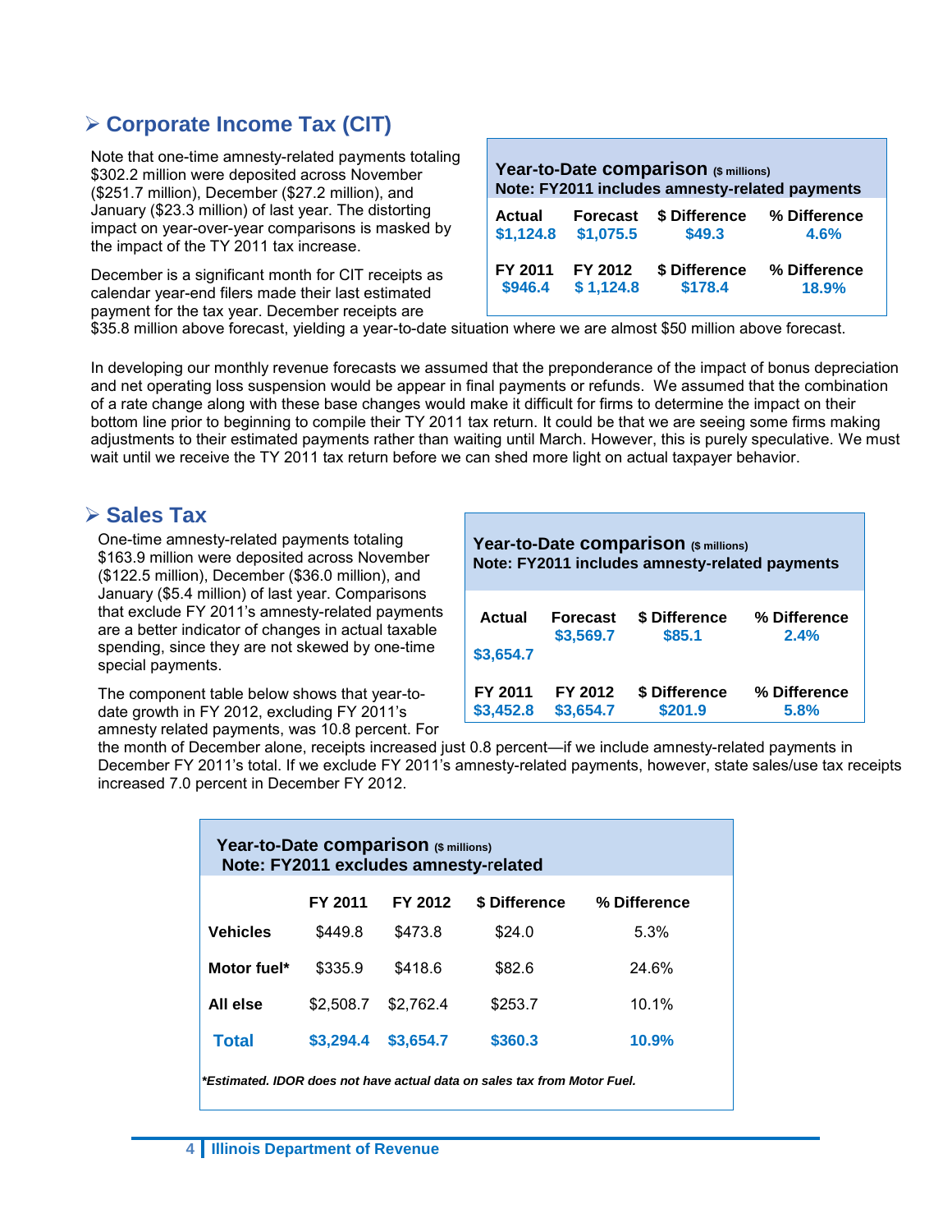## Corporate Income Tax (CIT)

| Year-to-Date comparison ($ millions) Note: FY2011 includes amnesty-related payments | | | |
|---|---|---|---|
| **Actual** | **Forecast** | **$ Difference** | **% Difference** |
| $1,124.8 | $1,075.5 | $49.3 | 4.6% |
| **FY 2011** | **FY 2012** | **$ Difference** | **% Difference** |
| $946.4 | $ 1,124.8 | $178.4 | 18.9% |

Note that one-time amnesty-related payments totaling $302.2 million were deposited across November ($251.7 million), December ($27.2 million), and January ($23.3 million) of last year. The distorting impact on year-over-year comparisons is masked by the impact of the TY 2011 tax increase.

December is a significant month for CIT receipts as calendar year-end filers made their last estimated payment for the tax year. December receipts are $35.8 million above forecast, yielding a year-to-date situation where we are almost $50 million above forecast.

In developing our monthly revenue forecasts we assumed that the preponderance of the impact of bonus depreciation and net operating loss suspension would be appear in final payments or refunds. We assumed that the combination of a rate change along with these base changes would make it difficult for firms to determine the impact on their bottom line prior to beginning to compile their TY 2011 tax return. It could be that we are seeing some firms making adjustments to their estimated payments rather than waiting until March. However, this is purely speculative. We must wait until we receive the TY 2011 tax return before we can shed more light on actual taxpayer behavior.

## Sales Tax

| Year-to-Date comparison ($ millions) Note: FY2011 includes amnesty-related payments | | | |
|---|---|---|---|
| **Actual** | **Forecast** | **$ Difference** | **% Difference** |
| $3,654.7 | $3,569.7 | $85.1 | 2.4% |
| **FY 2011** | **FY 2012** | **$ Difference** | **% Difference** |
| $3,452.8 | $3,654.7 | $201.9 | 5.8% |

One-time amnesty-related payments totaling $163.9 million were deposited across November ($122.5 million), December ($36.0 million), and January ($5.4 million) of last year. Comparisons that exclude FY 2011's amnesty-related payments are a better indicator of changes in actual taxable spending, since they are not skewed by one-time special payments.

The component table below shows that year-to-date growth in FY 2012, excluding FY 2011's amnesty related payments, was 10.8 percent. For the month of December alone, receipts increased just 0.8 percent—if we include amnesty-related payments in December FY 2011's total. If we exclude FY 2011's amnesty-related payments, however, state sales/use tax receipts increased 7.0 percent in December FY 2012.

**Year-to-Date comparison ($ millions)**
**Note: FY2011 excludes amnesty-related**

| | FY 2011 | FY 2012 | $ Difference | % Difference |
|---|---|---|---|---|
| **Vehicles** | $449.8 | $473.8 | $24.0 | 5.3% |
| **Motor fuel*** | $335.9 | $418.6 | $82.6 | 24.6% |
| **All else** | $2,508.7 | $2,762.4 | $253.7 | 10.1% |
| **Total** | **$3,294.4** | **$3,654.7** | **$360.3** | **10.9%** |

*\*Estimated. IDOR does not have actual data on sales tax from Motor Fuel.*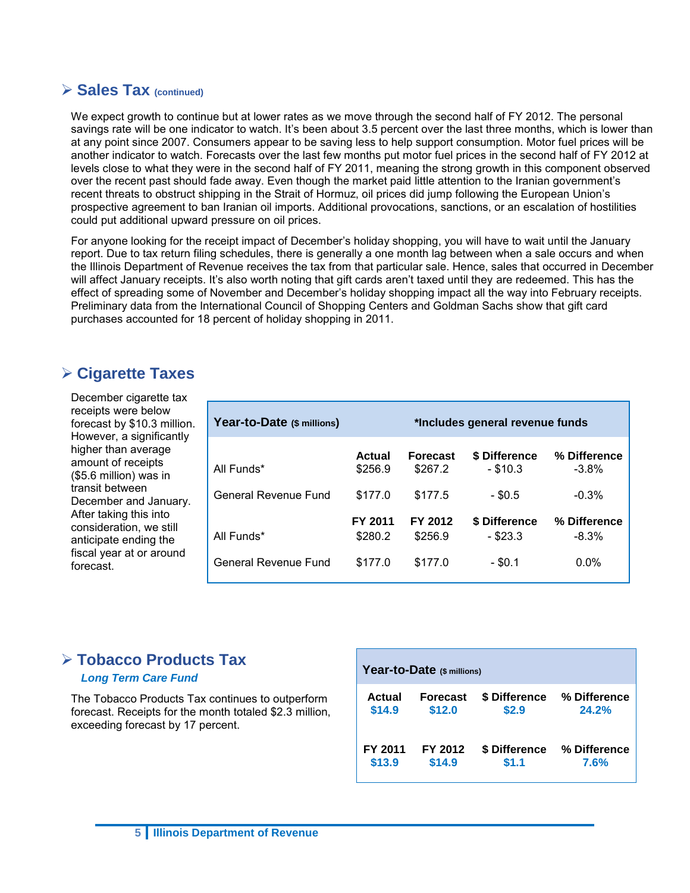## ➢ Sales Tax (continued)

We expect growth to continue but at lower rates as we move through the second half of FY 2012. The personal savings rate will be one indicator to watch. It's been about 3.5 percent over the last three months, which is lower than at any point since 2007. Consumers appear to be saving less to help support consumption. Motor fuel prices will be another indicator to watch. Forecasts over the last few months put motor fuel prices in the second half of FY 2012 at levels close to what they were in the second half of FY 2011, meaning the strong growth in this component observed over the recent past should fade away. Even though the market paid little attention to the Iranian government's recent threats to obstruct shipping in the Strait of Hormuz, oil prices did jump following the European Union's prospective agreement to ban Iranian oil imports. Additional provocations, sanctions, or an escalation of hostilities could put additional upward pressure on oil prices.

For anyone looking for the receipt impact of December's holiday shopping, you will have to wait until the January report. Due to tax return filing schedules, there is generally a one month lag between when a sale occurs and when the Illinois Department of Revenue receives the tax from that particular sale. Hence, sales that occurred in December will affect January receipts. It's also worth noting that gift cards aren't taxed until they are redeemed. This has the effect of spreading some of November and December's holiday shopping impact all the way into February receipts. Preliminary data from the International Council of Shopping Centers and Goldman Sachs show that gift card purchases accounted for 18 percent of holiday shopping in 2011.

## ➢ Cigarette Taxes

December cigarette tax receipts were below forecast by $10.3 million. However, a significantly higher than average amount of receipts ($5.6 million) was in transit between December and January. After taking this into consideration, we still anticipate ending the fiscal year at or around forecast.

| Year-to-Date ($ millions) | *Includes general revenue funds | | | |
|---|---|---|---|---|
| | **Actual** | **Forecast** | **$ Difference** | **% Difference** |
| All Funds* | $256.9 | $267.2 | - $10.3 | -3.8% |
| General Revenue Fund | $177.0 | $177.5 | - $0.5 | -0.3% |
| | **FY 2011** | **FY 2012** | **$ Difference** | **% Difference** |
| All Funds* | $280.2 | $256.9 | - $23.3 | -8.3% |
| General Revenue Fund | $177.0 | $177.0 | - $0.1 | 0.0% |

## ➢ Tobacco Products Tax

*Long Term Care Fund*

The Tobacco Products Tax continues to outperform forecast. Receipts for the month totaled $2.3 million, exceeding forecast by 17 percent.

| Year-to-Date ($ millions) | | | |
|---|---|---|---|
| **Actual** | **Forecast** | **$ Difference** | **% Difference** |
| $14.9 | $12.0 | $2.9 | 24.2% |
| **FY 2011** | **FY 2012** | **$ Difference** | **% Difference** |
| $13.9 | $14.9 | $1.1 | 7.6% |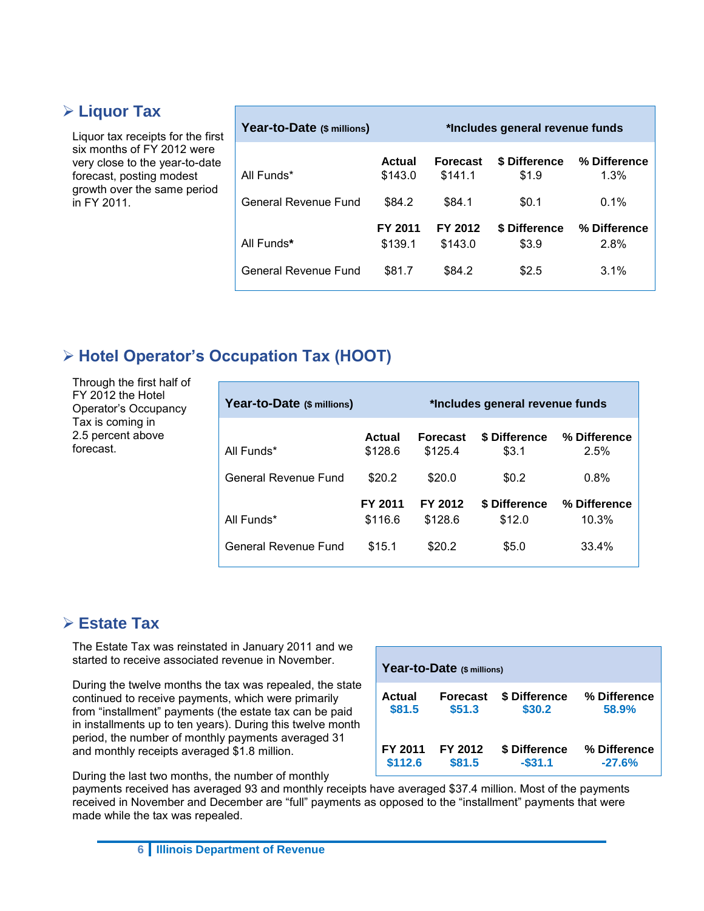## Liquor Tax

Liquor tax receipts for the first six months of FY 2012 were very close to the year-to-date forecast, posting modest growth over the same period in FY 2011.

| Year-to-Date ($ millions) | *Includes general revenue funds | | | |
|---|---|---|---|---|
| | **Actual** | **Forecast** | **$ Difference** | **% Difference** |
| All Funds* | $143.0 | $141.1 | $1.9 | 1.3% |
| General Revenue Fund | $84.2 | $84.1 | $0.1 | 0.1% |
| | **FY 2011** | **FY 2012** | **$ Difference** | **% Difference** |
| All Funds* | $139.1 | $143.0 | $3.9 | 2.8% |
| General Revenue Fund | $81.7 | $84.2 | $2.5 | 3.1% |

## Hotel Operator's Occupation Tax (HOOT)

Through the first half of FY 2012 the Hotel Operator's Occupancy Tax is coming in 2.5 percent above forecast.

| Year-to-Date ($ millions) | *Includes general revenue funds | | | |
|---|---|---|---|---|
| | **Actual** | **Forecast** | **$ Difference** | **% Difference** |
| All Funds* | $128.6 | $125.4 | $3.1 | 2.5% |
| General Revenue Fund | $20.2 | $20.0 | $0.2 | 0.8% |
| | **FY 2011** | **FY 2012** | **$ Difference** | **% Difference** |
| All Funds* | $116.6 | $128.6 | $12.0 | 10.3% |
| General Revenue Fund | $15.1 | $20.2 | $5.0 | 33.4% |

## Estate Tax

The Estate Tax was reinstated in January 2011 and we started to receive associated revenue in November.

During the twelve months the tax was repealed, the state continued to receive payments, which were primarily from "installment" payments (the estate tax can be paid in installments up to ten years). During this twelve month period, the number of monthly payments averaged 31 and monthly receipts averaged $1.8 million.

| Year-to-Date ($ millions) | | | |
|---|---|---|---|
| **Actual** | **Forecast** | **$ Difference** | **% Difference** |
| $81.5 | $51.3 | $30.2 | 58.9% |
| **FY 2011** | **FY 2012** | **$ Difference** | **% Difference** |
| $112.6 | $81.5 | -$31.1 | -27.6% |

During the last two months, the number of monthly payments received has averaged 93 and monthly receipts have averaged $37.4 million. Most of the payments received in November and December are "full" payments as opposed to the "installment" payments that were made while the tax was repealed.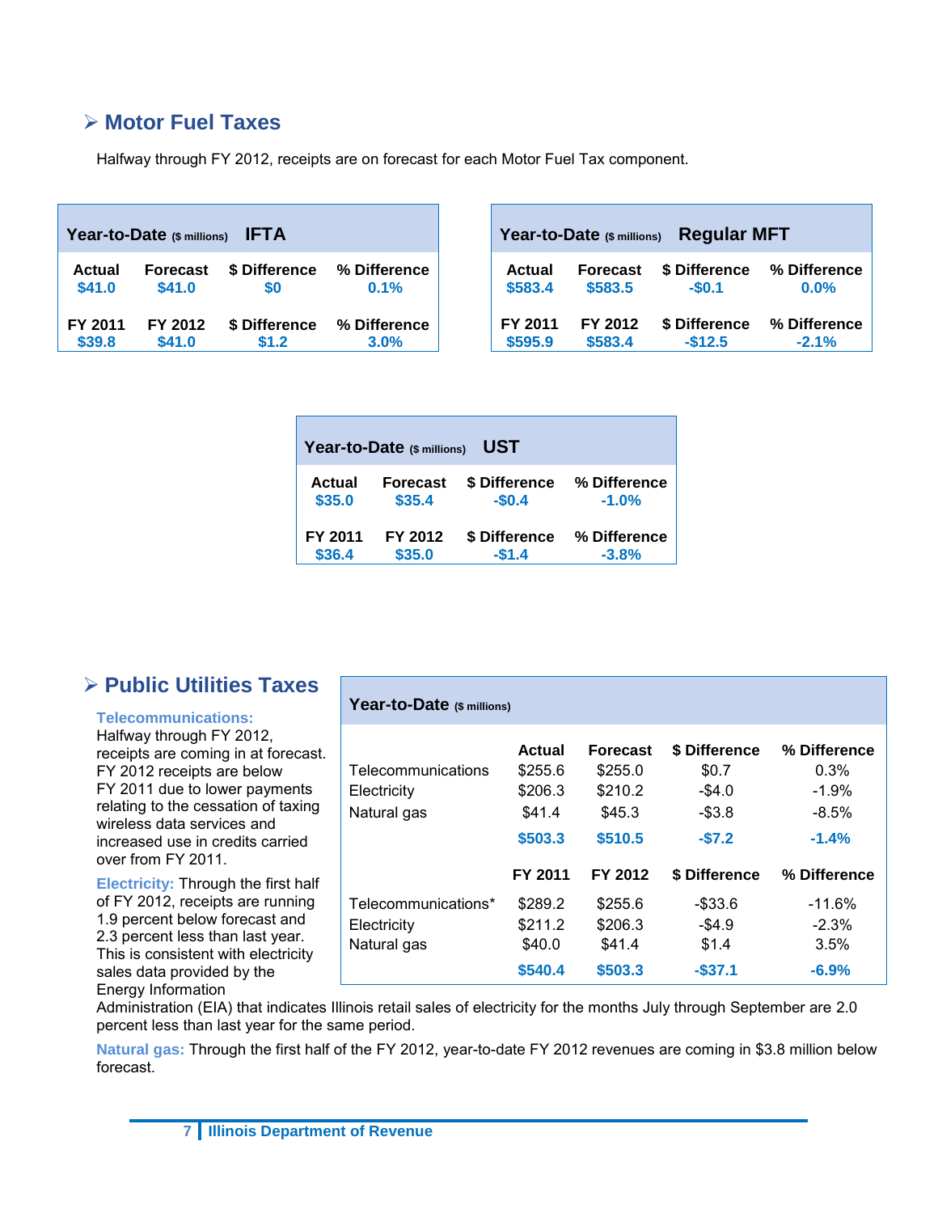## ➢ Motor Fuel Taxes

Halfway through FY 2012, receipts are on forecast for each Motor Fuel Tax component.

| Year-to-Date ($ millions) IFTA | | | |
|---|---|---|---|
| Actual | Forecast | $ Difference | % Difference |
| $41.0 | $41.0 | $0 | 0.1% |
| FY 2011 | FY 2012 | $ Difference | % Difference |
| $39.8 | $41.0 | $1.2 | 3.0% |

| Year-to-Date ($ millions) Regular MFT | | | |
|---|---|---|---|
| Actual | Forecast | $ Difference | % Difference |
| $583.4 | $583.5 | -$0.1 | 0.0% |
| FY 2011 | FY 2012 | $ Difference | % Difference |
| $595.9 | $583.4 | -$12.5 | -2.1% |

| Year-to-Date ($ millions) UST | | | |
|---|---|---|---|
| Actual | Forecast | $ Difference | % Difference |
| $35.0 | $35.4 | -$0.4 | -1.0% |
| FY 2011 | FY 2012 | $ Difference | % Difference |
| $36.4 | $35.0 | -$1.4 | -3.8% |

## ➢ Public Utilities Taxes

**Telecommunications:** Halfway through FY 2012, receipts are coming in at forecast. FY 2012 receipts are below FY 2011 due to lower payments relating to the cessation of taxing wireless data services and increased use in credits carried over from FY 2011.

**Electricity:** Through the first half of FY 2012, receipts are running 1.9 percent below forecast and 2.3 percent less than last year. This is consistent with electricity sales data provided by the Energy Information Administration (EIA) that indicates Illinois retail sales of electricity for the months July through September are 2.0 percent less than last year for the same period.

**Natural gas:** Through the first half of the FY 2012, year-to-date FY 2012 revenues are coming in $3.8 million below forecast.

| Year-to-Date ($ millions) | | | | |
|---|---|---|---|---|
| | Actual | Forecast | $ Difference | % Difference |
| Telecommunications | $255.6 | $255.0 | $0.7 | 0.3% |
| Electricity | $206.3 | $210.2 | -$4.0 | -1.9% |
| Natural gas | $41.4 | $45.3 | -$3.8 | -8.5% |
| | **$503.3** | **$510.5** | **-$7.2** | **-1.4%** |
| | FY 2011 | FY 2012 | $ Difference | % Difference |
| Telecommunications* | $289.2 | $255.6 | -$33.6 | -11.6% |
| Electricity | $211.2 | $206.3 | -$4.9 | -2.3% |
| Natural gas | $40.0 | $41.4 | $1.4 | 3.5% |
| | **$540.4** | **$503.3** | **-$37.1** | **-6.9%** |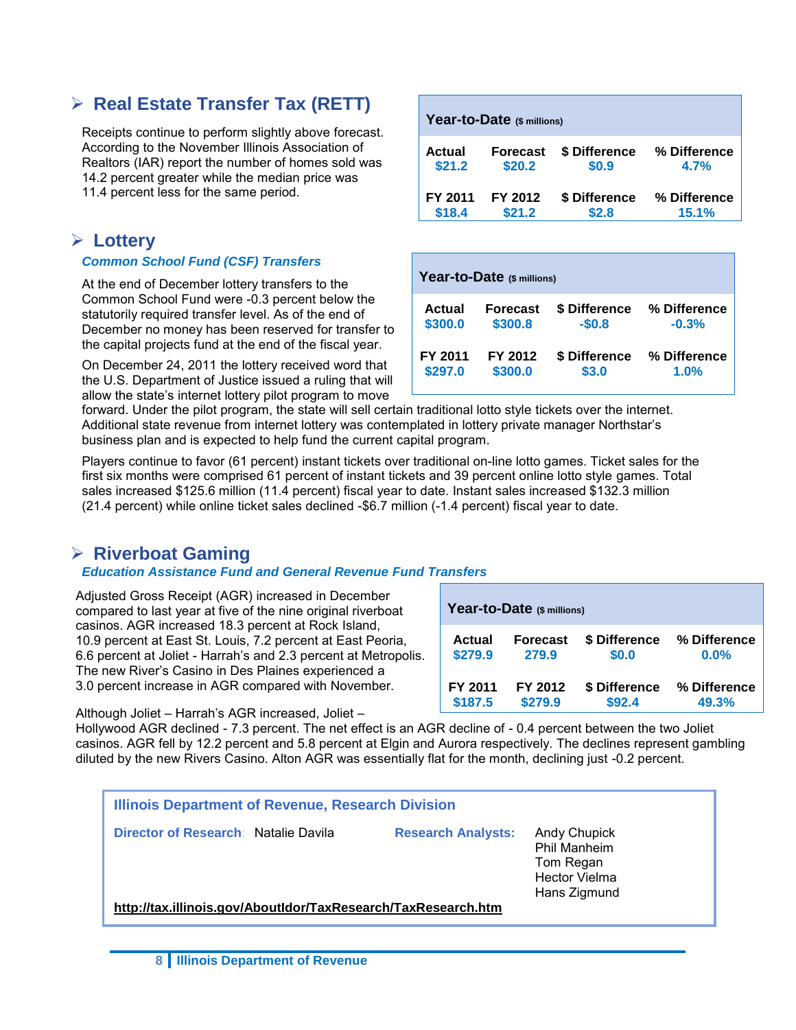## ➢ Real Estate Transfer Tax (RETT)

Receipts continue to perform slightly above forecast. According to the November Illinois Association of Realtors (IAR) report the number of homes sold was 14.2 percent greater while the median price was 11.4 percent less for the same period.

| Year-to-Date ($ millions) | | | |
|---|---|---|---|
| **Actual** | **Forecast** | **$ Difference** | **% Difference** |
| $21.2 | $20.2 | $0.9 | 4.7% |
| **FY 2011** | **FY 2012** | **$ Difference** | **% Difference** |
| $18.4 | $21.2 | $2.8 | 15.1% |

## ➢ Lottery

### *Common School Fund (CSF) Transfers*

At the end of December lottery transfers to the Common School Fund were -0.3 percent below the statutorily required transfer level. As of the end of December no money has been reserved for transfer to the capital projects fund at the end of the fiscal year.

| Year-to-Date ($ millions) | | | |
|---|---|---|---|
| **Actual** | **Forecast** | **$ Difference** | **% Difference** |
| $300.0 | $300.8 | -$0.8 | -0.3% |
| **FY 2011** | **FY 2012** | **$ Difference** | **% Difference** |
| $297.0 | $300.0 | $3.0 | 1.0% |

On December 24, 2011 the lottery received word that the U.S. Department of Justice issued a ruling that will allow the state's internet lottery pilot program to move forward. Under the pilot program, the state will sell certain traditional lotto style tickets over the internet. Additional state revenue from internet lottery was contemplated in lottery private manager Northstar's business plan and is expected to help fund the current capital program.

Players continue to favor (61 percent) instant tickets over traditional on-line lotto games. Ticket sales for the first six months were comprised 61 percent of instant tickets and 39 percent online lotto style games. Total sales increased $125.6 million (11.4 percent) fiscal year to date. Instant sales increased $132.3 million (21.4 percent) while online ticket sales declined -$6.7 million (-1.4 percent) fiscal year to date.

## ➢ Riverboat Gaming

### *Education Assistance Fund and General Revenue Fund Transfers*

Adjusted Gross Receipt (AGR) increased in December compared to last year at five of the nine original riverboat casinos. AGR increased 18.3 percent at Rock Island, 10.9 percent at East St. Louis, 7.2 percent at East Peoria, 6.6 percent at Joliet - Harrah's and 2.3 percent at Metropolis. The new River's Casino in Des Plaines experienced a 3.0 percent increase in AGR compared with November.

| Year-to-Date ($ millions) | | | |
|---|---|---|---|
| **Actual** | **Forecast** | **$ Difference** | **% Difference** |
| $279.9 | 279.9 | $0.0 | 0.0% |
| **FY 2011** | **FY 2012** | **$ Difference** | **% Difference** |
| $187.5 | $279.9 | $92.4 | 49.3% |

Although Joliet – Harrah's AGR increased, Joliet – Hollywood AGR declined - 7.3 percent. The net effect is an AGR decline of - 0.4 percent between the two Joliet casinos. AGR fell by 12.2 percent and 5.8 percent at Elgin and Aurora respectively. The declines represent gambling diluted by the new Rivers Casino. Alton AGR was essentially flat for the month, declining just -0.2 percent.

**Illinois Department of Revenue, Research Division**

**Director of Research:** Natalie Davila

**Research Analysts:** Andy Chupick, Phil Manheim, Tom Regan, Hector Vielma, Hans Zigmund

http://tax.illinois.gov/AboutIdor/TaxResearch/TaxResearch.htm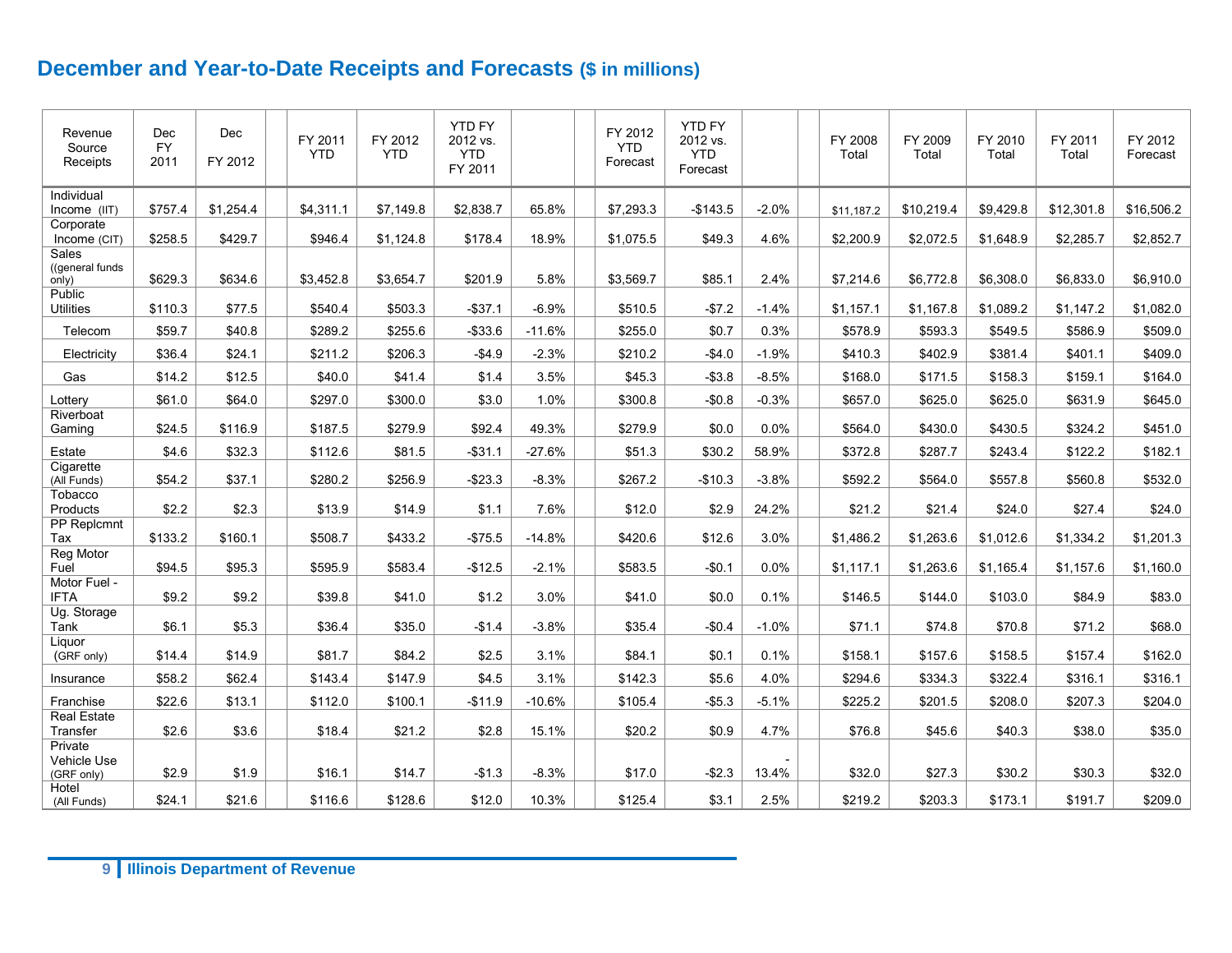## December and Year-to-Date Receipts and Forecasts ($ in millions)

| Revenue Source Receipts | Dec FY 2011 | Dec FY 2012 | FY 2011 YTD | FY 2012 YTD | YTD FY 2012 vs. YTD FY 2011 | | FY 2012 YTD Forecast | YTD FY 2012 vs. YTD Forecast | | FY 2008 Total | FY 2009 Total | FY 2010 Total | FY 2011 Total | FY 2012 Forecast |
|---|---|---|---|---|---|---|---|---|---|---|---|---|---|---|
| Individual Income (IIT) | $757.4 | $1,254.4 | $4,311.1 | $7,149.8 | $2,838.7 | 65.8% | $7,293.3 | -$143.5 | -2.0% | $11,187.2 | $10,219.4 | $9,429.8 | $12,301.8 | $16,506.2 |
| Corporate Income (CIT) | $258.5 | $429.7 | $946.4 | $1,124.8 | $178.4 | 18.9% | $1,075.5 | $49.3 | 4.6% | $2,200.9 | $2,072.5 | $1,648.9 | $2,285.7 | $2,852.7 |
| Sales ((general funds only) | $629.3 | $634.6 | $3,452.8 | $3,654.7 | $201.9 | 5.8% | $3,569.7 | $85.1 | 2.4% | $7,214.6 | $6,772.8 | $6,308.0 | $6,833.0 | $6,910.0 |
| Public Utilities | $110.3 | $77.5 | $540.4 | $503.3 | -$37.1 | -6.9% | $510.5 | -$7.2 | -1.4% | $1,157.1 | $1,167.8 | $1,089.2 | $1,147.2 | $1,082.0 |
| Telecom | $59.7 | $40.8 | $289.2 | $255.6 | -$33.6 | -11.6% | $255.0 | $0.7 | 0.3% | $578.9 | $593.3 | $549.5 | $586.9 | $509.0 |
| Electricity | $36.4 | $24.1 | $211.2 | $206.3 | -$4.9 | -2.3% | $210.2 | -$4.0 | -1.9% | $410.3 | $402.9 | $381.4 | $401.1 | $409.0 |
| Gas | $14.2 | $12.5 | $40.0 | $41.4 | $1.4 | 3.5% | $45.3 | -$3.8 | -8.5% | $168.0 | $171.5 | $158.3 | $159.1 | $164.0 |
| Lottery | $61.0 | $64.0 | $297.0 | $300.0 | $3.0 | 1.0% | $300.8 | -$0.8 | -0.3% | $657.0 | $625.0 | $625.0 | $631.9 | $645.0 |
| Riverboat Gaming | $24.5 | $116.9 | $187.5 | $279.9 | $92.4 | 49.3% | $279.9 | $0.0 | 0.0% | $564.0 | $430.0 | $430.5 | $324.2 | $451.0 |
| Estate | $4.6 | $32.3 | $112.6 | $81.5 | -$31.1 | -27.6% | $51.3 | $30.2 | 58.9% | $372.8 | $287.7 | $243.4 | $122.2 | $182.1 |
| Cigarette (All Funds) | $54.2 | $37.1 | $280.2 | $256.9 | -$23.3 | -8.3% | $267.2 | -$10.3 | -3.8% | $592.2 | $564.0 | $557.8 | $560.8 | $532.0 |
| Tobacco Products | $2.2 | $2.3 | $13.9 | $14.9 | $1.1 | 7.6% | $12.0 | $2.9 | 24.2% | $21.2 | $21.4 | $24.0 | $27.4 | $24.0 |
| PP Replcmnt Tax | $133.2 | $160.1 | $508.7 | $433.2 | -$75.5 | -14.8% | $420.6 | $12.6 | 3.0% | $1,486.2 | $1,263.6 | $1,012.6 | $1,334.2 | $1,201.3 |
| Reg Motor Fuel | $94.5 | $95.3 | $595.9 | $583.4 | -$12.5 | -2.1% | $583.5 | -$0.1 | 0.0% | $1,117.1 | $1,263.6 | $1,165.4 | $1,157.6 | $1,160.0 |
| Motor Fuel - IFTA | $9.2 | $9.2 | $39.8 | $41.0 | $1.2 | 3.0% | $41.0 | $0.0 | 0.1% | $146.5 | $144.0 | $103.0 | $84.9 | $83.0 |
| Ug. Storage Tank | $6.1 | $5.3 | $36.4 | $35.0 | -$1.4 | -3.8% | $35.4 | -$0.4 | -1.0% | $71.1 | $74.8 | $70.8 | $71.2 | $68.0 |
| Liquor (GRF only) | $14.4 | $14.9 | $81.7 | $84.2 | $2.5 | 3.1% | $84.1 | $0.1 | 0.1% | $158.1 | $157.6 | $158.5 | $157.4 | $162.0 |
| Insurance | $58.2 | $62.4 | $143.4 | $147.9 | $4.5 | 3.1% | $142.3 | $5.6 | 4.0% | $294.6 | $334.3 | $322.4 | $316.1 | $316.1 |
| Franchise | $22.6 | $13.1 | $112.0 | $100.1 | -$11.9 | -10.6% | $105.4 | -$5.3 | -5.1% | $225.2 | $201.5 | $208.0 | $207.3 | $204.0 |
| Real Estate Transfer | $2.6 | $3.6 | $18.4 | $21.2 | $2.8 | 15.1% | $20.2 | $0.9 | 4.7% | $76.8 | $45.6 | $40.3 | $38.0 | $35.0 |
| Private Vehicle Use (GRF only) | $2.9 | $1.9 | $16.1 | $14.7 | -$1.3 | -8.3% | $17.0 | -$2.3 | -13.4% | $32.0 | $27.3 | $30.2 | $30.3 | $32.0 |
| Hotel (All Funds) | $24.1 | $21.6 | $116.6 | $128.6 | $12.0 | 10.3% | $125.4 | $3.1 | 2.5% | $219.2 | $203.3 | $173.1 | $191.7 | $209.0 |

**Illinois Department of Revenue**